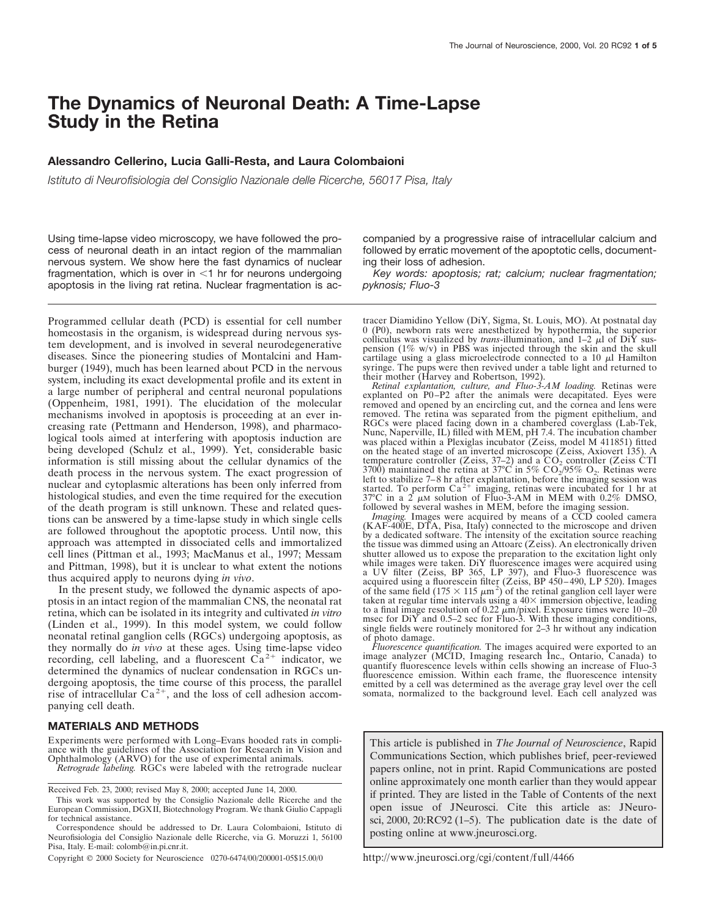# The Dynamics of Neuronal Death: A Time-Lapse Study in the Retina

**Alessandro Cellerino, Lucia Galli-Resta, and Laura Colombaioni**

*Istituto di Neurofisiologia del Consiglio Nazionale delle Ricerche, 56017 Pisa, Italy*

Using time-lapse video microscopy, we have followed the process of neuronal death in an intact region of the mammalian nervous system. We show here the fast dynamics of nuclear fragmentation, which is over in <1 hr for neurons undergoing apoptosis in the living rat retina. Nuclear fragmentation is accompanied by a progressive raise of intracellular calcium and followed by erratic movement of the apoptotic cells, documenting their loss of adhesion.

*Key words: apoptosis; rat; calcium; nuclear fragmentation; pyknosis; Fluo-3*

Programmed cellular death (PCD) is essential for cell number homeostasis in the organism, is widespread during nervous system development, and is involved in several neurodegenerative diseases. Since the pioneering studies of Montalcini and Hamburger (1949), much has been learned about PCD in the nervous system, including its exact developmental profile and its extent in a large number of peripheral and central neuronal populations (Oppenheim, 1981, 1991). The elucidation of the molecular mechanisms involved in apoptosis is proceeding at an ever increasing rate (Pettmann and Henderson, 1998), and pharmacological tools aimed at interfering with apoptosis induction are being developed (Schulz et al., 1999). Yet, considerable basic information is still missing about the cellular dynamics of the death process in the nervous system. The exact progression of nuclear and cytoplasmic alterations has been only inferred from histological studies, and even the time required for the execution of the death program is still unknown. These and related questions can be answered by a time-lapse study in which single cells are followed throughout the apoptotic process. Until now, this approach was attempted in dissociated cells and immortalized cell lines (Pittman et al., 1993; MacManus et al., 1997; Messam and Pittman, 1998), but it is unclear to what extent the notions thus acquired apply to neurons dying *in vivo*.

In the present study, we followed the dynamic aspects of apoptosis in an intact region of the mammalian CNS, the neonatal rat retina, which can be isolated in its integrity and cultivated *in vitro* (Linden et al., 1999). In this model system, we could follow neonatal retinal ganglion cells (RGCs) undergoing apoptosis, as they normally do *in vivo* at these ages. Using time-lapse video recording, cell labeling, and a fluorescent $Ca^{2+}$ indicator, we determined the dynamics of nuclear condensation in RGCs undergoing apoptosis, the time course of this process, the parallel rise of intracellular $Ca^{2+}$, and the loss of cell adhesion accompanying cell death.

## MATERIALS AND METHODS

Experiments were performed with Long–Evans hooded rats in compliance with the guidelines of the Association for Research in Vision and Ophthalmology (ARVO) for the use of experimental animals.

*Retrograde labeling.* RGCs were labeled with the retrograde nuclear tracer Diamidino Yellow (DiY, Sigma, St. Louis, MO). At postnatal day 0 (P0), newborn rats were anesthetized by hypothermia, the superior colliculus was visualized by *trans*-illumination, and 1–2 μl of DiY suspension (1% w/v) in PBS was injected through the skin and the skull cartilage using a glass microelectrode connected to a 10 μl Hamilton syringe. The pups were then revived under a table light and returned to their mother (Harvey and Robertson, 1992).

*Retinal explantation, culture, and Fluo-3-AM loading.* Retinas were explanted on P0–P2 after the animals were decapitated. Eyes were removed and opened by an encircling cut, and the cornea and lens were removed. The retina was separated from the pigment epithelium, and RGCs were placed facing down in a chambered coverglass (Lab-Tek, Nunc, Naperville, IL) filled with MEM, pH 7.4. The incubation chamber was placed within a Plexiglas incubator (Zeiss, model M 411851) fitted on the heated stage of an inverted microscope (Zeiss, Axiovert 135). A temperature controller (Zeiss, 37–2) and a $CO_2$ controller (Zeiss CTI 3700) maintained the retina at 37°C in 5% $CO_2$/95% $O_2$. Retinas were left to stabilize 7–8 hr after explantation, before the imaging session was started. To perform $Ca^{2+}$ imaging, retinas were incubated for 1 hr at 37°C in a 2 μM solution of Fluo-3-AM in MEM with 0.2% DMSO, followed by several washes in MEM, before the imaging session.

*Imaging.* Images were acquired by means of a CCD cooled camera (KAF-400E, DTA, Pisa, Italy) connected to the microscope and driven by a dedicated software. The intensity of the excitation source reaching the tissue was dimmed using an Attoarc (Zeiss). An electronically driven shutter allowed us to expose the preparation to the excitation light only while images were taken. DiY fluorescence images were acquired using a UV filter (Zeiss, BP 365, LP 397), and Fluo-3 fluorescence was acquired using a fluorescein filter (Zeiss, BP 450–490, LP 520). Images of the same field (175 × 115 $\mu m^2$) of the retinal ganglion cell layer were taken at regular time intervals using a 40× immersion objective, leading to a final image resolution of 0.22 μm/pixel. Exposure times were 10–20 msec for DiY and 0.5–2 sec for Fluo-3. With these imaging conditions, single fields were routinely monitored for 2–3 hr without any indication of photo damage.

*Fluorescence quantification.* The images acquired were exported to an image analyzer (MCID, Imaging research Inc., Ontario, Canada) to quantify fluorescence levels within cells showing an increase of Fluo-3 fluorescence emission. Within each frame, the fluorescence intensity emitted by a cell was determined as the average gray level over the cell somata, normalized to the background level. Each cell analyzed was

---

Received Feb. 23, 2000; revised May 8, 2000; accepted June 14, 2000.

This work was supported by the Consiglio Nazionale delle Ricerche and the European Commission, DGXII, Biotechnology Program. We thank Giulio Cappagli for technical assistance.

Correspondence should be addressed to Dr. Laura Colombaioni, Istituto di Neurofisiologia del Consiglio Nazionale delle Ricerche, via G. Moruzzi 1, 56100 Pisa, Italy. E-mail: colomb@in.pi.cnr.it.

Copyright © 2000 Society for Neuroscience 0270-6474/00/200001-05$15.00/0

This article is published in *The Journal of Neuroscience*, Rapid Communications Section, which publishes brief, peer-reviewed papers online, not in print. Rapid Communications are posted online approximately one month earlier than they would appear if printed. They are listed in the Table of Contents of the next open issue of JNeurosci. Cite this article as: JNeurosci, 2000, 20:RC92 (1–5). The publication date is the date of posting online at www.jneurosci.org.

http://www.jneurosci.org/cgi/content/full/4466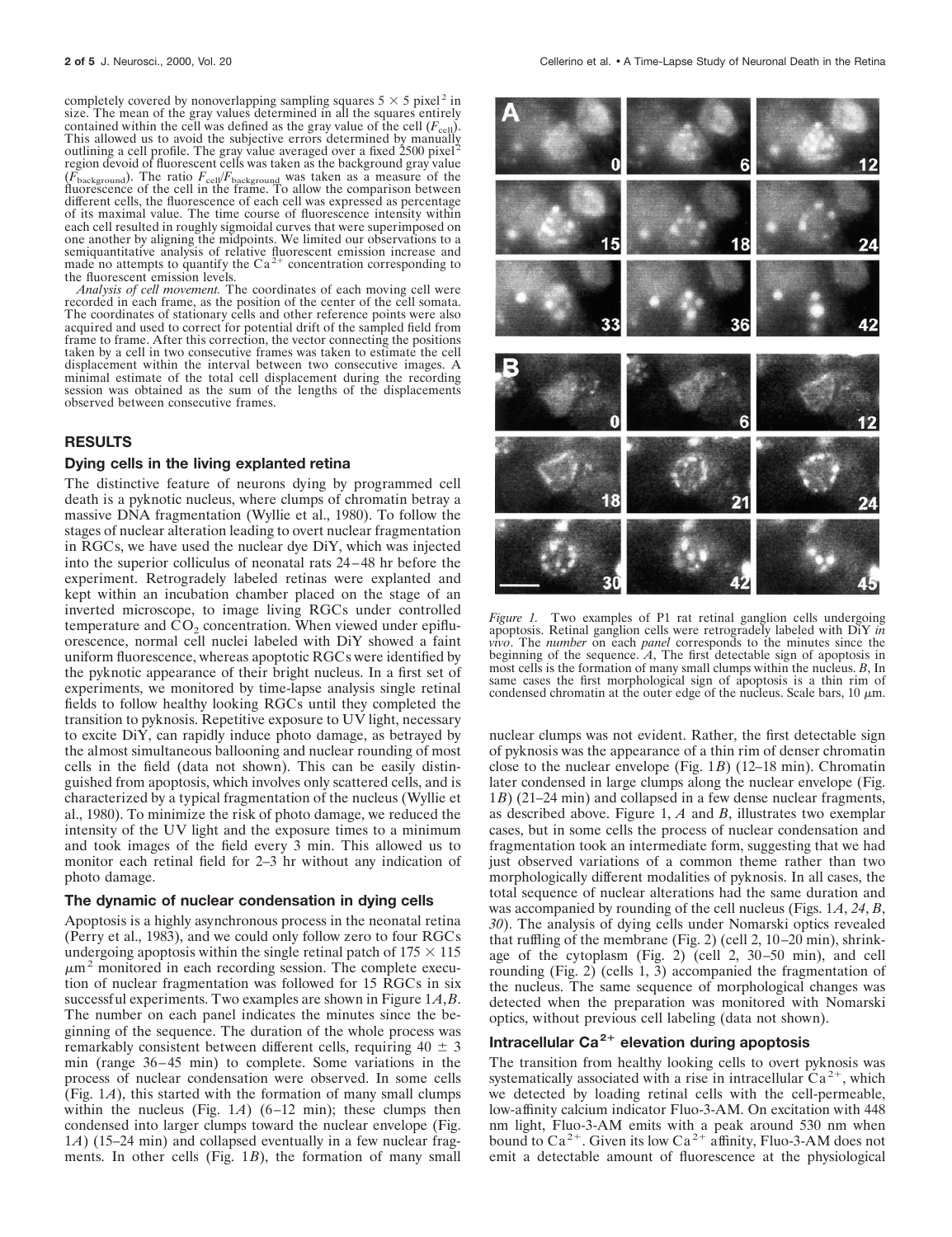completely covered by nonoverlapping sampling squares $5 \times 5$ pixel$^2$ in size. The mean of the gray values determined in all the squares entirely contained within the cell was defined as the gray value of the cell ($F_{cell}$). This allowed us to avoid the subjective errors determined by manually outlining a cell profile. The gray value averaged over a fixed 2500 pixel$^2$ region devoid of fluorescent cells was taken as the background gray value ($F_{background}$). The ratio $F_{cell}/F_{background}$ was taken as a measure of the fluorescence of the cell in the frame. To allow the comparison between different cells, the fluorescence of each cell was expressed as percentage of its maximal value. The time course of fluorescence intensity within each cell resulted in roughly sigmoidal curves that were superimposed on one another by aligning the midpoints. We limited our observations to a semiquantitative analysis of relative fluorescent emission increase and made no attempts to quantify the $Ca^{2+}$ concentration corresponding to the fluorescent emission levels.

*Analysis of cell movement.* The coordinates of each moving cell were recorded in each frame, as the position of the center of the cell somata. The coordinates of stationary cells and other reference points were also acquired and used to correct for potential drift of the sampled field from frame to frame. After this correction, the vector connecting the positions taken by a cell in two consecutive frames was taken to estimate the cell displacement within the interval between two consecutive images. A minimal estimate of the total cell displacement during the recording session was obtained as the sum of the lengths of the displacements observed between consecutive frames.

## RESULTS

### Dying cells in the living explanted retina

The distinctive feature of neurons dying by programmed cell death is a pyknotic nucleus, where clumps of chromatin betray a massive DNA fragmentation (Wyllie et al., 1980). To follow the stages of nuclear alteration leading to overt nuclear fragmentation in RGCs, we have used the nuclear dye DiY, which was injected into the superior colliculus of neonatal rats 24–48 hr before the experiment. Retrogradely labeled retinas were explanted and kept within an incubation chamber placed on the stage of an inverted microscope, to image living RGCs under controlled temperature and $CO_2$ concentration. When viewed under epifluorescence, normal cell nuclei labeled with DiY showed a faint uniform fluorescence, whereas apoptotic RGCs were identified by the pyknotic appearance of their bright nucleus. In a first set of experiments, we monitored by time-lapse analysis single retinal fields to follow healthy looking RGCs until they completed the transition to pyknosis. Repetitive exposure to UV light, necessary to excite DiY, can rapidly induce photo damage, as betrayed by the almost simultaneous ballooning and nuclear rounding of most cells in the field (data not shown). This can be easily distinguished from apoptosis, which involves only scattered cells, and is characterized by a typical fragmentation of the nucleus (Wyllie et al., 1980). To minimize the risk of photo damage, we reduced the intensity of the UV light and the exposure times to a minimum and took images of the field every 3 min. This allowed us to monitor each retinal field for 2–3 hr without any indication of photo damage.

### The dynamic of nuclear condensation in dying cells

Apoptosis is a highly asynchronous process in the neonatal retina (Perry et al., 1983), and we could only follow zero to four RGCs undergoing apoptosis within the single retinal patch of $175 \times 115$ $\mu m^2$ monitored in each recording session. The complete execution of nuclear fragmentation was followed for 15 RGCs in six successful experiments. Two examples are shown in Figure 1*A*,*B*. The number on each panel indicates the minutes since the beginning of the sequence. The duration of the whole process was remarkably consistent between different cells, requiring $40 \pm 3$ min (range 36–45 min) to complete. Some variations in the process of nuclear condensation were observed. In some cells (Fig. 1*A*), this started with the formation of many small clumps within the nucleus (Fig. 1*A*) (6–12 min); these clumps then condensed into larger clumps toward the nuclear envelope (Fig. 1*A*) (15–24 min) and collapsed eventually in a few nuclear fragments. In other cells (Fig. 1*B*), the formation of many small nuclear clumps was not evident. Rather, the first detectable sign of pyknosis was the appearance of a thin rim of denser chromatin close to the nuclear envelope (Fig. 1*B*) (12–18 min). Chromatin later condensed in large clumps along the nuclear envelope (Fig. 1*B*) (21–24 min) and collapsed in a few dense nuclear fragments, as described above. Figure 1, *A* and *B*, illustrates two exemplar cases, but in some cells the process of nuclear condensation and fragmentation took an intermediate form, suggesting that we had just observed variations of a common theme rather than two morphologically different modalities of pyknosis. In all cases, the total sequence of nuclear alterations had the same duration and was accompanied by rounding of the cell nucleus (Figs. 1*A*, *24*, *B*, *30*). The analysis of dying cells under Nomarski optics revealed that ruffling of the membrane (Fig. 2) (cell 2, 10–20 min), shrinkage of the cytoplasm (Fig. 2) (cell 2, 30–50 min), and cell rounding (Fig. 2) (cells 1, 3) accompanied the fragmentation of the nucleus. The same sequence of morphological changes was detected when the preparation was monitored with Nomarski optics, without previous cell labeling (data not shown).

*Figure 1.* Two examples of P1 rat retinal ganglion cells undergoing apoptosis. Retinal ganglion cells were retrogradely labeled with DiY *in vivo*. The *number* on each *panel* corresponds to the minutes since the beginning of the sequence. *A*, The first detectable sign of apoptosis in most cells is the formation of many small clumps within the nucleus. *B*, In same cases the first morphological sign of apoptosis is a thin rim of condensed chromatin at the outer edge of the nucleus. Scale bars, 10 $\mu m$.

### Intracellular $Ca^{2+}$ elevation during apoptosis

The transition from healthy looking cells to overt pyknosis was systematically associated with a rise in intracellular $Ca^{2+}$, which we detected by loading retinal cells with the cell-permeable, low-affinity calcium indicator Fluo-3-AM. On excitation with 448 nm light, Fluo-3-AM emits with a peak around 530 nm when bound to $Ca^{2+}$. Given its low $Ca^{2+}$ affinity, Fluo-3-AM does not emit a detectable amount of fluorescence at the physiological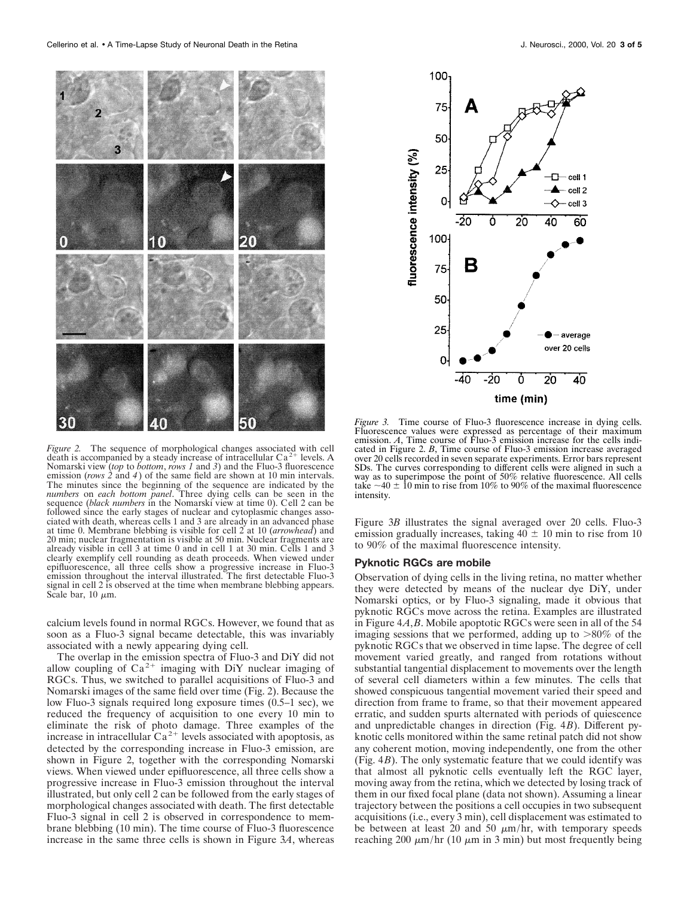*Figure 2.* The sequence of morphological changes associated with cell death is accompanied by a steady increase of intracellular $Ca^{2+}$ levels. A Nomarski view (*top* to *bottom*, *rows 1* and *3*) and the Fluo-3 fluorescence emission (*rows 2* and *4*) of the same field are shown at 10 min intervals. The minutes since the beginning of the sequence are indicated by the *numbers* on *each bottom panel*. Three dying cells can be seen in the sequence (*black numbers* in the Nomarski view at time 0). Cell 2 can be followed since the early stages of nuclear and cytoplasmic changes associated with death, whereas cells 1 and 3 are already in an advanced phase at time 0. Membrane blebbing is visible for cell 2 at 10 (*arrowhead*) and 20 min; nuclear fragmentation is visible at 50 min. Nuclear fragments are already visible in cell 3 at time 0 and in cell 1 at 30 min. Cells 1 and 3 clearly exemplify cell rounding as death proceeds. When viewed under epifluorescence, all three cells show a progressive increase in Fluo-3 emission throughout the interval illustrated. The first detectable Fluo-3 signal in cell 2 is observed at the time when membrane blebbing appears. Scale bar, 10 $\mu$m.

*Figure 3.* Time course of Fluo-3 fluorescence increase in dying cells. Fluorescence values were expressed as percentage of their maximum emission. *A*, Time course of Fluo-3 emission increase for the cells indicated in Figure 2. *B*, Time course of Fluo-3 emission increase averaged over 20 cells recorded in seven separate experiments. Error bars represent SDs. The curves corresponding to different cells were aligned in such a way as to superimpose the point of 50% relative fluorescence. All cells take ~40 ± 10 min to rise from 10% to 90% of the maximal fluorescence intensity.

calcium levels found in normal RGCs. However, we found that as soon as a Fluo-3 signal became detectable, this was invariably associated with a newly appearing dying cell.

The overlap in the emission spectra of Fluo-3 and DiY did not allow coupling of $Ca^{2+}$ imaging with DiY nuclear imaging of RGCs. Thus, we switched to parallel acquisitions of Fluo-3 and Nomarski images of the same field over time (Fig. 2). Because the low Fluo-3 signals required long exposure times (0.5–1 sec), we reduced the frequency of acquisition to one every 10 min to eliminate the risk of photo damage. Three examples of the increase in intracellular $Ca^{2+}$ levels associated with apoptosis, as detected by the corresponding increase in Fluo-3 emission, are shown in Figure 2, together with the corresponding Nomarski views. When viewed under epifluorescence, all three cells show a progressive increase in Fluo-3 emission throughout the interval illustrated, but only cell 2 can be followed from the early stages of morphological changes associated with death. The first detectable Fluo-3 signal in cell 2 is observed in correspondence to membrane blebbing (10 min). The time course of Fluo-3 fluorescence increase in the same three cells is shown in Figure 3*A*, whereas Figure 3*B* illustrates the signal averaged over 20 cells. Fluo-3 emission gradually increases, taking 40 ± 10 min to rise from 10 to 90% of the maximal fluorescence intensity.

### Pyknotic RGCs are mobile

Observation of dying cells in the living retina, no matter whether they were detected by means of the nuclear dye DiY, under Nomarski optics, or by Fluo-3 signaling, made it obvious that pyknotic RGCs move across the retina. Examples are illustrated in Figure 4*A*,*B*. Mobile apoptotic RGCs were seen in all of the 54 imaging sessions that we performed, adding up to >80% of the pyknotic RGCs that we observed in time lapse. The degree of cell movement varied greatly, and ranged from rotations without substantial tangential displacement to movements over the length of several cell diameters within a few minutes. The cells that showed conspicuous tangential movement varied their speed and direction from frame to frame, so that their movement appeared erratic, and sudden spurts alternated with periods of quiescence and unpredictable changes in direction (Fig. 4*B*). Different pyknotic cells monitored within the same retinal patch did not show any coherent motion, moving independently, one from the other (Fig. 4*B*). The only systematic feature that we could identify was that almost all pyknotic cells eventually left the RGC layer, moving away from the retina, which we detected by losing track of them in our fixed focal plane (data not shown). Assuming a linear trajectory between the positions a cell occupies in two subsequent acquisitions (i.e., every 3 min), cell displacement was estimated to be between at least 20 and 50 $\mu$m/hr, with temporary speeds reaching 200 $\mu$m/hr (10 $\mu$m in 3 min) but most frequently being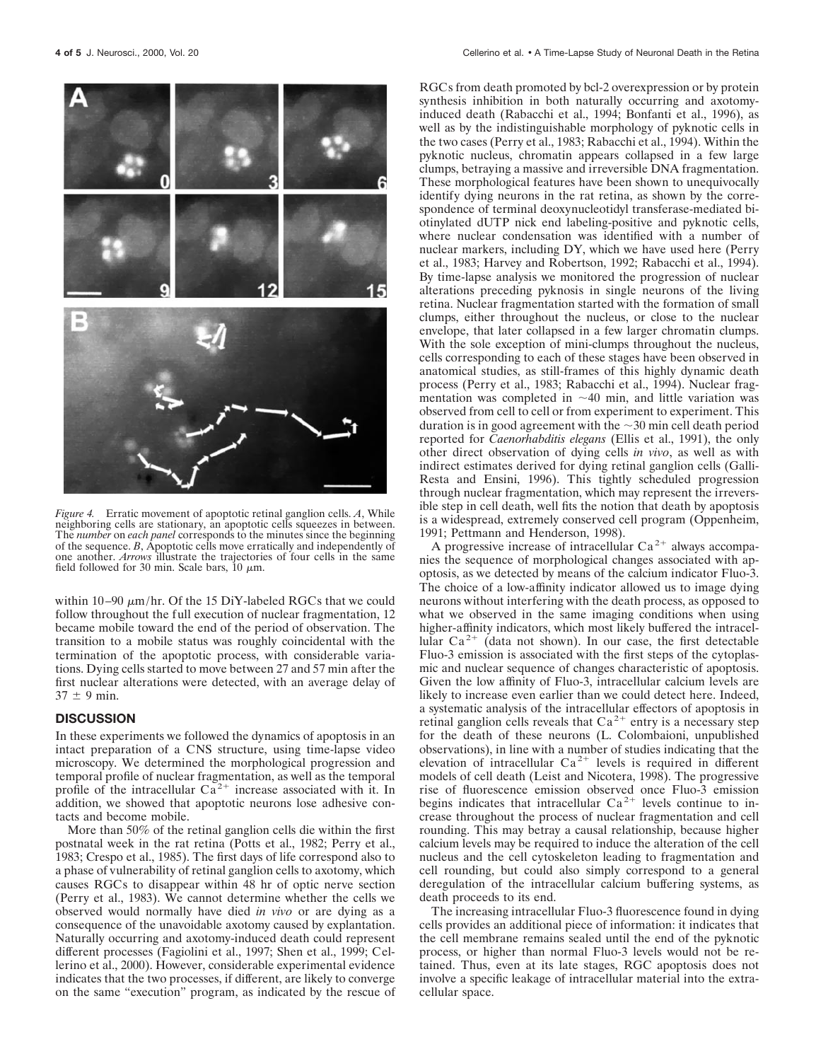*Figure 4.* Erratic movement of apoptotic retinal ganglion cells. *A*, While neighboring cells are stationary, an apoptotic cells squeezes in between. The *number* on *each panel* corresponds to the minutes since the beginning of the sequence. *B*, Apoptotic cells move erratically and independently of one another. *Arrows* illustrate the trajectories of four cells in the same field followed for 30 min. Scale bars, 10 $\mu$m.

within 10–90 $\mu$m/hr. Of the 15 DiY-labeled RGCs that we could follow throughout the full execution of nuclear fragmentation, 12 became mobile toward the end of the period of observation. The transition to a mobile status was roughly coincidental with the termination of the apoptotic process, with considerable variations. Dying cells started to move between 27 and 57 min after the first nuclear alterations were detected, with an average delay of 37 $\pm$ 9 min.

## DISCUSSION

In these experiments we followed the dynamics of apoptosis in an intact preparation of a CNS structure, using time-lapse video microscopy. We determined the morphological progression and temporal profile of nuclear fragmentation, as well as the temporal profile of the intracellular $Ca^{2+}$ increase associated with it. In addition, we showed that apoptotic neurons lose adhesive contacts and become mobile.

More than 50% of the retinal ganglion cells die within the first postnatal week in the rat retina (Potts et al., 1982; Perry et al., 1983; Crespo et al., 1985). The first days of life correspond also to a phase of vulnerability of retinal ganglion cells to axotomy, which causes RGCs to disappear within 48 hr of optic nerve section (Perry et al., 1983). We cannot determine whether the cells we observed would normally have died *in vivo* or are dying as a consequence of the unavoidable axotomy caused by explantation. Naturally occurring and axotomy-induced death could represent different processes (Fagiolini et al., 1997; Shen et al., 1999; Cellerino et al., 2000). However, considerable experimental evidence indicates that the two processes, if different, are likely to converge on the same "execution" program, as indicated by the rescue of RGCs from death promoted by bcl-2 overexpression or by protein synthesis inhibition in both naturally occurring and axotomy-induced death (Rabacchi et al., 1994; Bonfanti et al., 1996), as well as by the indistinguishable morphology of pyknotic cells in the two cases (Perry et al., 1983; Rabacchi et al., 1994). Within the pyknotic nucleus, chromatin appears collapsed in a few large clumps, betraying a massive and irreversible DNA fragmentation. These morphological features have been shown to unequivocally identify dying neurons in the rat retina, as shown by the correspondence of terminal deoxynucleotidyl transferase-mediated biotinylated dUTP nick end labeling-positive and pyknotic cells, where nuclear condensation was identified with a number of nuclear markers, including DY, which we have used here (Perry et al., 1983; Harvey and Robertson, 1992; Rabacchi et al., 1994). By time-lapse analysis we monitored the progression of nuclear alterations preceding pyknosis in single neurons of the living retina. Nuclear fragmentation started with the formation of small clumps, either throughout the nucleus, or close to the nuclear envelope, that later collapsed in a few larger chromatin clumps. With the sole exception of mini-clumps throughout the nucleus, cells corresponding to each of these stages have been observed in anatomical studies, as still-frames of this highly dynamic death process (Perry et al., 1983; Rabacchi et al., 1994). Nuclear fragmentation was completed in ~40 min, and little variation was observed from cell to cell or from experiment to experiment. This duration is in good agreement with the ~30 min cell death period reported for *Caenorhabditis elegans* (Ellis et al., 1991), the only other direct observation of dying cells *in vivo*, as well as with indirect estimates derived for dying retinal ganglion cells (Galli-Resta and Ensini, 1996). This tightly scheduled progression through nuclear fragmentation, which may represent the irreversible step in cell death, well fits the notion that death by apoptosis is a widespread, extremely conserved cell program (Oppenheim, 1991; Pettmann and Henderson, 1998).

A progressive increase of intracellular $Ca^{2+}$ always accompanies the sequence of morphological changes associated with apoptosis, as we detected by means of the calcium indicator Fluo-3. The choice of a low-affinity indicator allowed us to image dying neurons without interfering with the death process, as opposed to what we observed in the same imaging conditions when using higher-affinity indicators, which most likely buffered the intracellular $Ca^{2+}$ (data not shown). In our case, the first detectable Fluo-3 emission is associated with the first steps of the cytoplasmic and nuclear sequence of changes characteristic of apoptosis. Given the low affinity of Fluo-3, intracellular calcium levels are likely to increase even earlier than we could detect here. Indeed, a systematic analysis of the intracellular effectors of apoptosis in retinal ganglion cells reveals that $Ca^{2+}$ entry is a necessary step for the death of these neurons (L. Colombaioni, unpublished observations), in line with a number of studies indicating that the elevation of intracellular $Ca^{2+}$ levels is required in different models of cell death (Leist and Nicotera, 1998). The progressive rise of fluorescence emission observed once Fluo-3 emission begins indicates that intracellular $Ca^{2+}$ levels continue to increase throughout the process of nuclear fragmentation and cell rounding. This may betray a causal relationship, because higher calcium levels may be required to induce the alteration of the cell nucleus and the cell cytoskeleton leading to fragmentation and cell rounding, but could also simply correspond to a general deregulation of the intracellular calcium buffering systems, as death proceeds to its end.

The increasing intracellular Fluo-3 fluorescence found in dying cells provides an additional piece of information: it indicates that the cell membrane remains sealed until the end of the pyknotic process, or higher than normal Fluo-3 levels would not be retained. Thus, even at its late stages, RGC apoptosis does not involve a specific leakage of intracellular material into the extracellular space.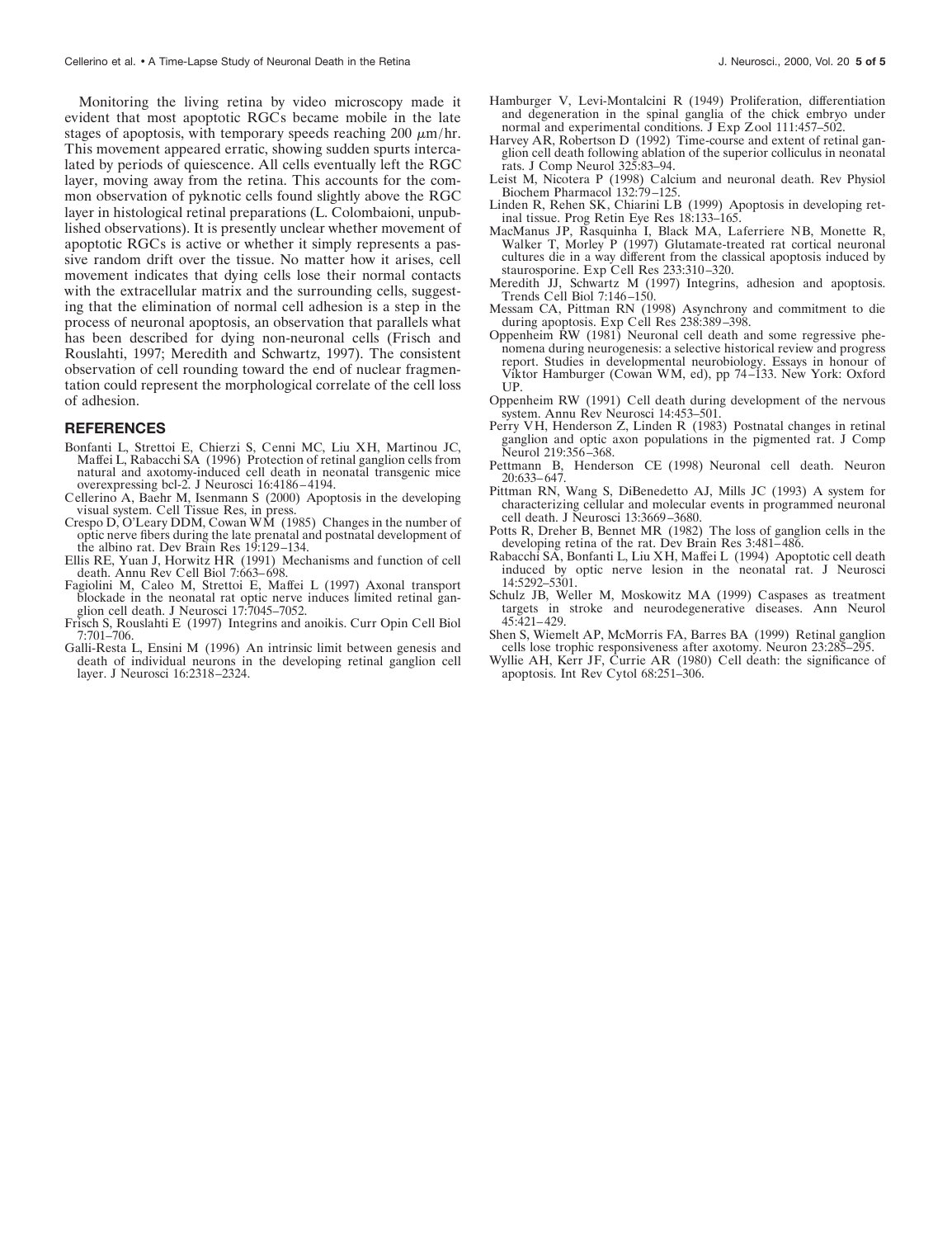Monitoring the living retina by video microscopy made it evident that most apoptotic RGCs became mobile in the late stages of apoptosis, with temporary speeds reaching 200 $\mu$m/hr. This movement appeared erratic, showing sudden spurts intercalated by periods of quiescence. All cells eventually left the RGC layer, moving away from the retina. This accounts for the common observation of pyknotic cells found slightly above the RGC layer in histological retinal preparations (L. Colombaioni, unpublished observations). It is presently unclear whether movement of apoptotic RGCs is active or whether it simply represents a passive random drift over the tissue. No matter how it arises, cell movement indicates that dying cells lose their normal contacts with the extracellular matrix and the surrounding cells, suggesting that the elimination of normal cell adhesion is a step in the process of neuronal apoptosis, an observation that parallels what has been described for dying non-neuronal cells (Frisch and Rouslahti, 1997; Meredith and Schwartz, 1997). The consistent observation of cell rounding toward the end of nuclear fragmentation could represent the morphological correlate of the cell loss of adhesion.

## REFERENCES

Bonfanti L, Strettoi E, Chierzi S, Cenni MC, Liu XH, Martinou JC, Maffei L, Rabacchi SA (1996) Protection of retinal ganglion cells from natural and axotomy-induced cell death in neonatal transgenic mice overexpressing bcl-2. J Neurosci 16:4186–4194.

Cellerino A, Baehr M, Isenmann S (2000) Apoptosis in the developing visual system. Cell Tissue Res, in press.

Crespo D, O'Leary DDM, Cowan WM (1985) Changes in the number of optic nerve fibers during the late prenatal and postnatal development of the albino rat. Dev Brain Res 19:129–134.

Ellis RE, Yuan J, Horwitz HR (1991) Mechanisms and function of cell death. Annu Rev Cell Biol 7:663–698.

Fagiolini M, Caleo M, Strettoi E, Maffei L (1997) Axonal transport blockade in the neonatal rat optic nerve induces limited retinal ganglion cell death. J Neurosci 17:7045–7052.

Frisch S, Rouslahti E (1997) Integrins and anoikis. Curr Opin Cell Biol 7:701–706.

Galli-Resta L, Ensini M (1996) An intrinsic limit between genesis and death of individual neurons in the developing retinal ganglion cell layer. J Neurosci 16:2318–2324.

Hamburger V, Levi-Montalcini R (1949) Proliferation, differentiation and degeneration in the spinal ganglia of the chick embryo under normal and experimental conditions. J Exp Zool 111:457–502.

Harvey AR, Robertson D (1992) Time-course and extent of retinal ganglion cell death following ablation of the superior colliculus in neonatal rats. J Comp Neurol 325:83–94.

Leist M, Nicotera P (1998) Calcium and neuronal death. Rev Physiol Biochem Pharmacol 132:79–125.

Linden R, Rehen SK, Chiarini LB (1999) Apoptosis in developing retinal tissue. Prog Retin Eye Res 18:133–165.

MacManus JP, Rasquinha I, Black MA, Laferriere NB, Monette R, Walker T, Morley P (1997) Glutamate-treated rat cortical neuronal cultures die in a way different from the classical apoptosis induced by staurosporine. Exp Cell Res 233:310–320.

Meredith JJ, Schwartz M (1997) Integrins, adhesion and apoptosis. Trends Cell Biol 7:146–150.

Messam CA, Pittman RN (1998) Asynchrony and commitment to die during apoptosis. Exp Cell Res 238:389–398.

Oppenheim RW (1981) Neuronal cell death and some regressive phenomena during neurogenesis: a selective historical review and progress report. Studies in developmental neurobiology. Essays in honour of Viktor Hamburger (Cowan WM, ed), pp 74–133. New York: Oxford UP.

Oppenheim RW (1991) Cell death during development of the nervous system. Annu Rev Neurosci 14:453–501.

Perry VH, Henderson Z, Linden R (1983) Postnatal changes in retinal ganglion and optic axon populations in the pigmented rat. J Comp Neurol 219:356–368.

Pettmann B, Henderson CE (1998) Neuronal cell death. Neuron 20:633–647.

Pittman RN, Wang S, DiBenedetto AJ, Mills JC (1993) A system for characterizing cellular and molecular events in programmed neuronal cell death. J Neurosci 13:3669–3680.

Potts R, Dreher B, Bennet MR (1982) The loss of ganglion cells in the developing retina of the rat. Dev Brain Res 3:481–486.

Rabacchi SA, Bonfanti L, Liu XH, Maffei L (1994) Apoptotic cell death induced by optic nerve lesion in the neonatal rat. J Neurosci 14:5292–5301.

Schulz JB, Weller M, Moskowitz MA (1999) Caspases as treatment targets in stroke and neurodegenerative diseases. Ann Neurol 45:421–429.

Shen S, Wiemelt AP, McMorris FA, Barres BA (1999) Retinal ganglion cells lose trophic responsiveness after axotomy. Neuron 23:285–295.

Wyllie AH, Kerr JF, Currie AR (1980) Cell death: the significance of apoptosis. Int Rev Cytol 68:251–306.